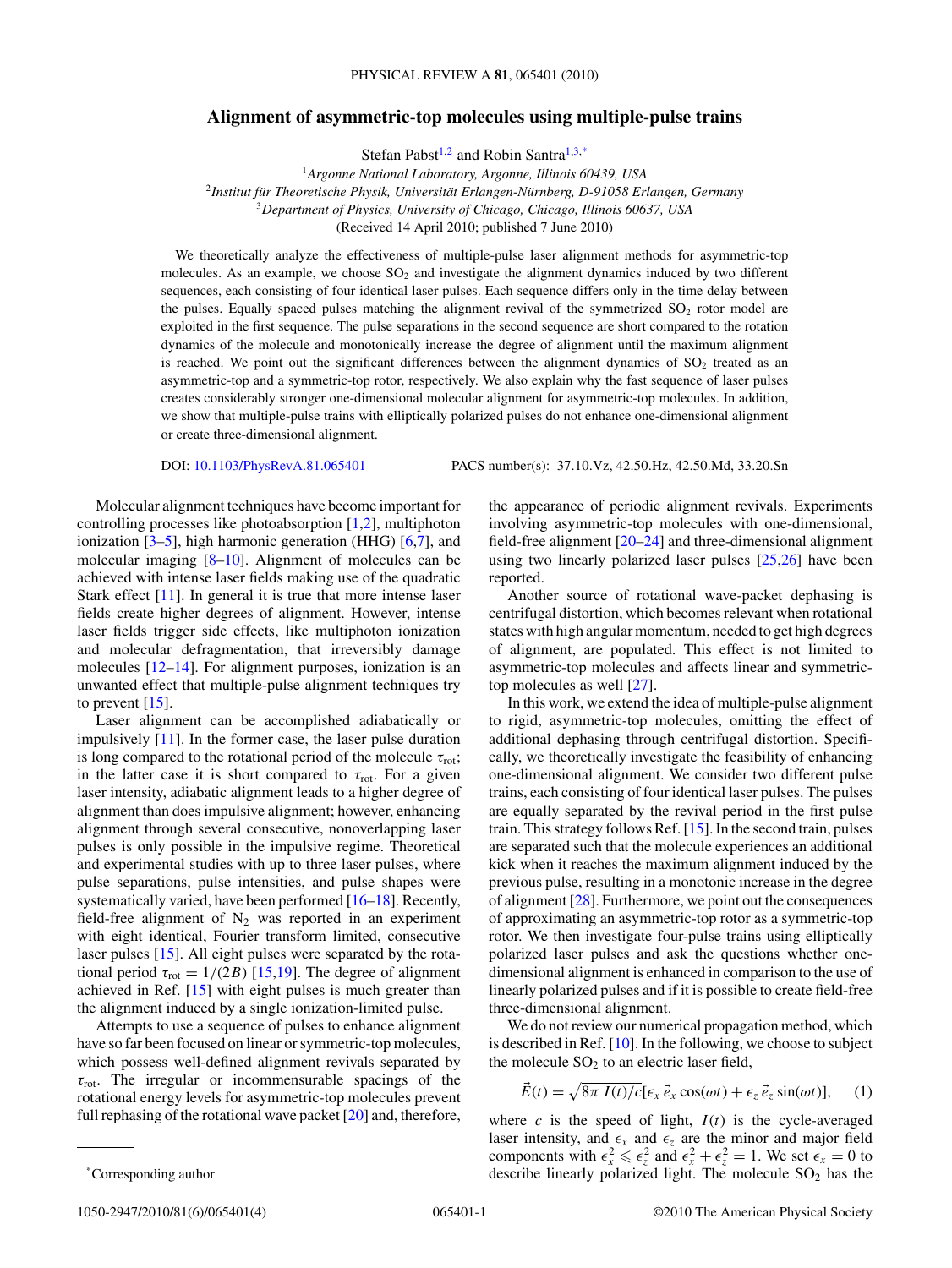# Alignment of asymmetric-top molecules using multiple-pulse trains

Stefan Pabst[1,2] and Robin Santra[1,3,*]

[1]Argonne National Laboratory, Argonne, Illinois 60439, USA
[2]Institut für Theoretische Physik, Universität Erlangen-Nürnberg, D-91058 Erlangen, Germany
[3]Department of Physics, University of Chicago, Chicago, Illinois 60637, USA

(Received 14 April 2010; published 7 June 2010)

We theoretically analyze the effectiveness of multiple-pulse laser alignment methods for asymmetric-top molecules. As an example, we choose $SO_2$ and investigate the alignment dynamics induced by two different sequences, each consisting of four identical laser pulses. Each sequence differs only in the time delay between the pulses. Equally spaced pulses matching the alignment revival of the symmetrized $SO_2$ rotor model are exploited in the first sequence. The pulse separations in the second sequence are short compared to the rotation dynamics of the molecule and monotonically increase the degree of alignment until the maximum alignment is reached. We point out the significant differences between the alignment dynamics of $SO_2$ treated as an asymmetric-top and a symmetric-top rotor, respectively. We also explain why the fast sequence of laser pulses creates considerably stronger one-dimensional molecular alignment for asymmetric-top molecules. In addition, we show that multiple-pulse trains with elliptically polarized pulses do not enhance one-dimensional alignment or create three-dimensional alignment.

DOI: 10.1103/PhysRevA.81.065401 PACS number(s): 37.10.Vz, 42.50.Hz, 42.50.Md, 33.20.Sn

Molecular alignment techniques have become important for controlling processes like photoabsorption [1,2], multiphoton ionization [3–5], high harmonic generation (HHG) [6,7], and molecular imaging [8–10]. Alignment of molecules can be achieved with intense laser fields making use of the quadratic Stark effect [11]. In general it is true that more intense laser fields create higher degrees of alignment. However, intense laser fields trigger side effects, like multiphoton ionization and molecular defragmentation, that irreversibly damage molecules [12–14]. For alignment purposes, ionization is an unwanted effect that multiple-pulse alignment techniques try to prevent [15].

Laser alignment can be accomplished adiabatically or impulsively [11]. In the former case, the laser pulse duration is long compared to the rotational period of the molecule $\tau_{\text{rot}}$; in the latter case it is short compared to $\tau_{\text{rot}}$. For a given laser intensity, adiabatic alignment leads to a higher degree of alignment than does impulsive alignment; however, enhancing alignment through several consecutive, nonoverlapping laser pulses is only possible in the impulsive regime. Theoretical and experimental studies with up to three laser pulses, where pulse separations, pulse intensities, and pulse shapes were systematically varied, have been performed [16–18]. Recently, field-free alignment of $N_2$ was reported in an experiment with eight identical, Fourier transform limited, consecutive laser pulses [15]. All eight pulses were separated by the rotational period $\tau_{\text{rot}} = 1/(2B)$ [15,19]. The degree of alignment achieved in Ref. [15] with eight pulses is much greater than the alignment induced by a single ionization-limited pulse.

Attempts to use a sequence of pulses to enhance alignment have so far been focused on linear or symmetric-top molecules, which possess well-defined alignment revivals separated by $\tau_{\text{rot}}$. The irregular or incommensurable spacings of the rotational energy levels for asymmetric-top molecules prevent full rephasing of the rotational wave packet [20] and, therefore, the appearance of periodic alignment revivals. Experiments involving asymmetric-top molecules with one-dimensional, field-free alignment [20–24] and three-dimensional alignment using two linearly polarized laser pulses [25,26] have been reported.

Another source of rotational wave-packet dephasing is centrifugal distortion, which becomes relevant when rotational states with high angular momentum, needed to get high degrees of alignment, are populated. This effect is not limited to asymmetric-top molecules and affects linear and symmetric-top molecules as well [27].

In this work, we extend the idea of multiple-pulse alignment to rigid, asymmetric-top molecules, omitting the effect of additional dephasing through centrifugal distortion. Specifically, we theoretically investigate the feasibility of enhancing one-dimensional alignment. We consider two different pulse trains, each consisting of four identical laser pulses. The pulses are equally separated by the revival period in the first pulse train. This strategy follows Ref. [15]. In the second train, pulses are separated such that the molecule experiences an additional kick when it reaches the maximum alignment induced by the previous pulse, resulting in a monotonic increase in the degree of alignment [28]. Furthermore, we point out the consequences of approximating an asymmetric-top rotor as a symmetric-top rotor. We then investigate four-pulse trains using elliptically polarized laser pulses and ask the questions whether one-dimensional alignment is enhanced in comparison to the use of linearly polarized pulses and if it is possible to create field-free three-dimensional alignment.

We do not review our numerical propagation method, which is described in Ref. [10]. In the following, we choose to subject the molecule $SO_2$ to an electric laser field,

$$\vec{E}(t) = \sqrt{8\pi\, I(t)/c}\,[\epsilon_x\, \vec{e}_x \cos(\omega t) + \epsilon_z\, \vec{e}_z \sin(\omega t)], \quad (1)$$

where $c$ is the speed of light, $I(t)$ is the cycle-averaged laser intensity, and $\epsilon_x$ and $\epsilon_z$ are the minor and major field components with $\epsilon_x^2 \leqslant \epsilon_z^2$ and $\epsilon_x^2 + \epsilon_z^2 = 1$. We set $\epsilon_x = 0$ to describe linearly polarized light. The molecule $SO_2$ has the

*Corresponding author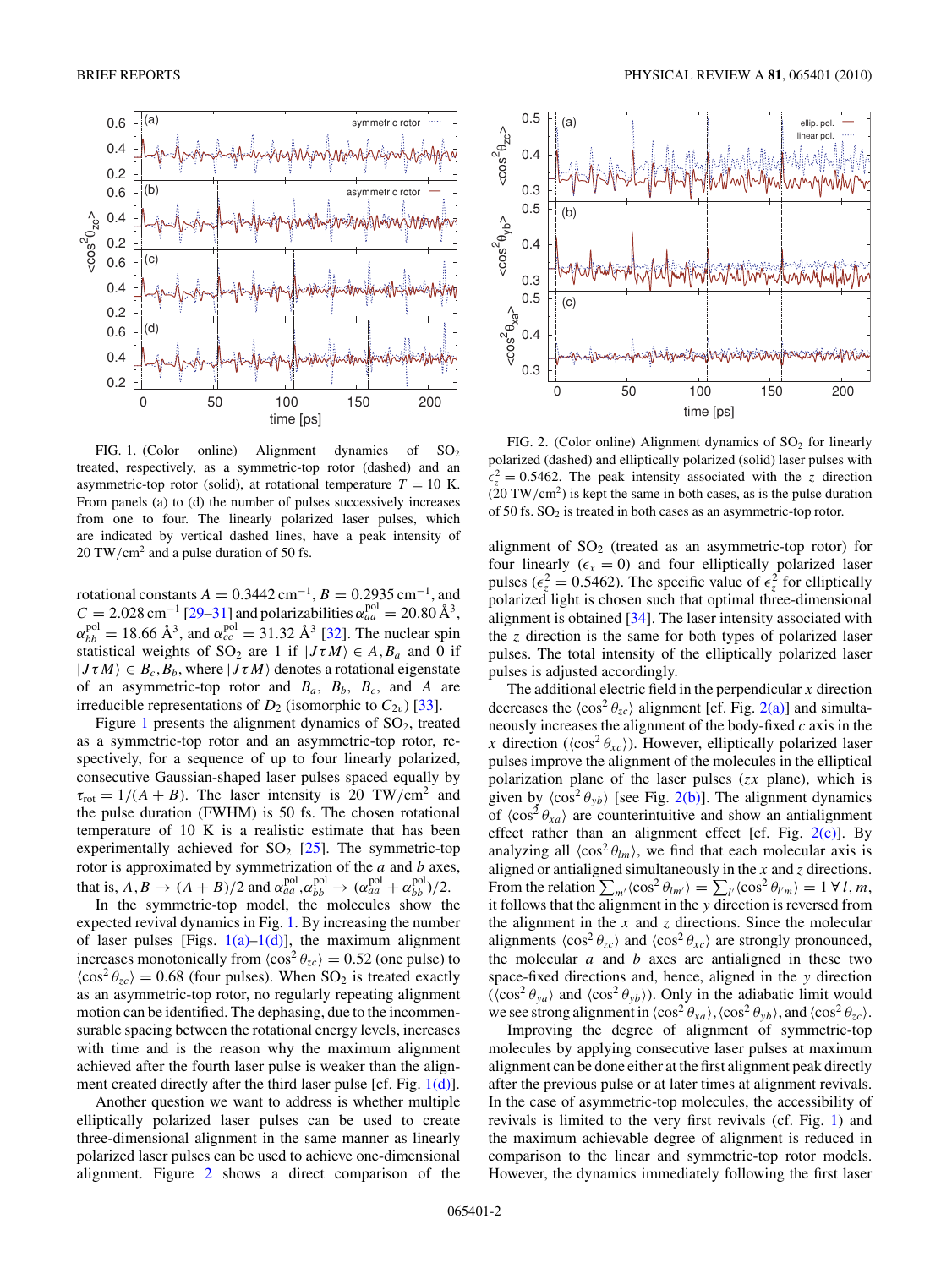FIG. 1. (Color online) Alignment dynamics of $SO_2$ treated, respectively, as a symmetric-top rotor (dashed) and an asymmetric-top rotor (solid), at rotational temperature $T = 10$ K. From panels (a) to (d) the number of pulses successively increases from one to four. The linearly polarized laser pulses, which are indicated by vertical dashed lines, have a peak intensity of 20 TW/cm$^2$ and a pulse duration of 50 fs.

FIG. 2. (Color online) Alignment dynamics of $SO_2$ for linearly polarized (dashed) and elliptically polarized (solid) laser pulses with $\epsilon_z^2 = 0.5462$. The peak intensity associated with the $z$ direction (20 TW/cm$^2$) is kept the same in both cases, as is the pulse duration of 50 fs. $SO_2$ is treated in both cases as an asymmetric-top rotor.

rotational constants $A = 0.3442\ \text{cm}^{-1}$, $B = 0.2935\ \text{cm}^{-1}$, and $C = 2.028\ \text{cm}^{-1}$ [29–31] and polarizabilities $\alpha_{aa}^{\text{pol}} = 20.80\ \text{Å}^3$, $\alpha_{bb}^{\text{pol}} = 18.66\ \text{Å}^3$, and $\alpha_{cc}^{\text{pol}} = 31.32\ \text{Å}^3$ [32]. The nuclear spin statistical weights of $SO_2$ are 1 if $|J\tau M\rangle \in A, B_a$ and 0 if $|J\tau M\rangle \in B_c, B_b$, where $|J\tau M\rangle$ denotes a rotational eigenstate of an asymmetric-top rotor and $B_a$, $B_b$, $B_c$, and $A$ are irreducible representations of $D_2$ (isomorphic to $C_{2v}$) [33].

Figure 1 presents the alignment dynamics of $SO_2$, treated as a symmetric-top rotor and an asymmetric-top rotor, respectively, for a sequence of up to four linearly polarized, consecutive Gaussian-shaped laser pulses spaced equally by $\tau_{\text{rot}} = 1/(A + B)$. The laser intensity is 20 TW/cm$^2$ and the pulse duration (FWHM) is 50 fs. The chosen rotational temperature of 10 K is a realistic estimate that has been experimentally achieved for $SO_2$ [25]. The symmetric-top rotor is approximated by symmetrization of the $a$ and $b$ axes, that is, $A, B \to (A + B)/2$ and $\alpha_{aa}^{\text{pol}}, \alpha_{bb}^{\text{pol}} \to (\alpha_{aa}^{\text{pol}} + \alpha_{bb}^{\text{pol}})/2$.

In the symmetric-top model, the molecules show the expected revival dynamics in Fig. 1. By increasing the number of laser pulses [Figs. 1(a)–1(d)], the maximum alignment increases monotonically from $\langle\cos^2\theta_{zc}\rangle = 0.52$ (one pulse) to $\langle\cos^2\theta_{zc}\rangle = 0.68$ (four pulses). When $SO_2$ is treated exactly as an asymmetric-top rotor, no regularly repeating alignment motion can be identified. The dephasing, due to the incommensurable spacing between the rotational energy levels, increases with time and is the reason why the maximum alignment achieved after the fourth laser pulse is weaker than the alignment created directly after the third laser pulse [cf. Fig. 1(d)].

Another question we want to address is whether multiple elliptically polarized laser pulses can be used to create three-dimensional alignment in the same manner as linearly polarized laser pulses can be used to achieve one-dimensional alignment. Figure 2 shows a direct comparison of the alignment of $SO_2$ (treated as an asymmetric-top rotor) for four linearly ($\epsilon_x = 0$) and four elliptically polarized laser pulses ($\epsilon_z^2 = 0.5462$). The specific value of $\epsilon_z^2$ for elliptically polarized light is chosen such that optimal three-dimensional alignment is obtained [34]. The laser intensity associated with the $z$ direction is the same for both types of polarized laser pulses. The total intensity of the elliptically polarized laser pulses is adjusted accordingly.

The additional electric field in the perpendicular $x$ direction decreases the $\langle\cos^2\theta_{zc}\rangle$ alignment [cf. Fig. 2(a)] and simultaneously increases the alignment of the body-fixed $c$ axis in the $x$ direction ($\langle\cos^2\theta_{xc}\rangle$). However, elliptically polarized laser pulses improve the alignment of the molecules in the elliptical polarization plane of the laser pulses ($zx$ plane), which is given by $\langle\cos^2\theta_{yb}\rangle$ [see Fig. 2(b)]. The alignment dynamics of $\langle\cos^2\theta_{xa}\rangle$ are counterintuitive and show an antialignment effect rather than an alignment effect [cf. Fig. 2(c)]. By analyzing all $\langle\cos^2\theta_{lm}\rangle$, we find that each molecular axis is aligned or antialigned simultaneously in the $x$ and $z$ directions. From the relation $\sum_{m'}\langle\cos^2\theta_{lm'}\rangle = \sum_{l'}\langle\cos^2\theta_{l'm}\rangle = 1\ \forall\, l, m$, it follows that the alignment in the $y$ direction is reversed from the alignment in the $x$ and $z$ directions. Since the molecular alignments $\langle\cos^2\theta_{zc}\rangle$ and $\langle\cos^2\theta_{xc}\rangle$ are strongly pronounced, the molecular $a$ and $b$ axes are antialigned in these two space-fixed directions and, hence, aligned in the $y$ direction ($\langle\cos^2\theta_{ya}\rangle$ and $\langle\cos^2\theta_{yb}\rangle$). Only in the adiabatic limit would we see strong alignment in $\langle\cos^2\theta_{xa}\rangle$, $\langle\cos^2\theta_{yb}\rangle$, and $\langle\cos^2\theta_{zc}\rangle$.

Improving the degree of alignment of symmetric-top molecules by applying consecutive laser pulses at maximum alignment can be done either at the first alignment peak directly after the previous pulse or at later times at alignment revivals. In the case of asymmetric-top molecules, the accessibility of revivals is limited to the very first revivals (cf. Fig. 1) and the maximum achievable degree of alignment is reduced in comparison to the linear and symmetric-top rotor models. However, the dynamics immediately following the first laser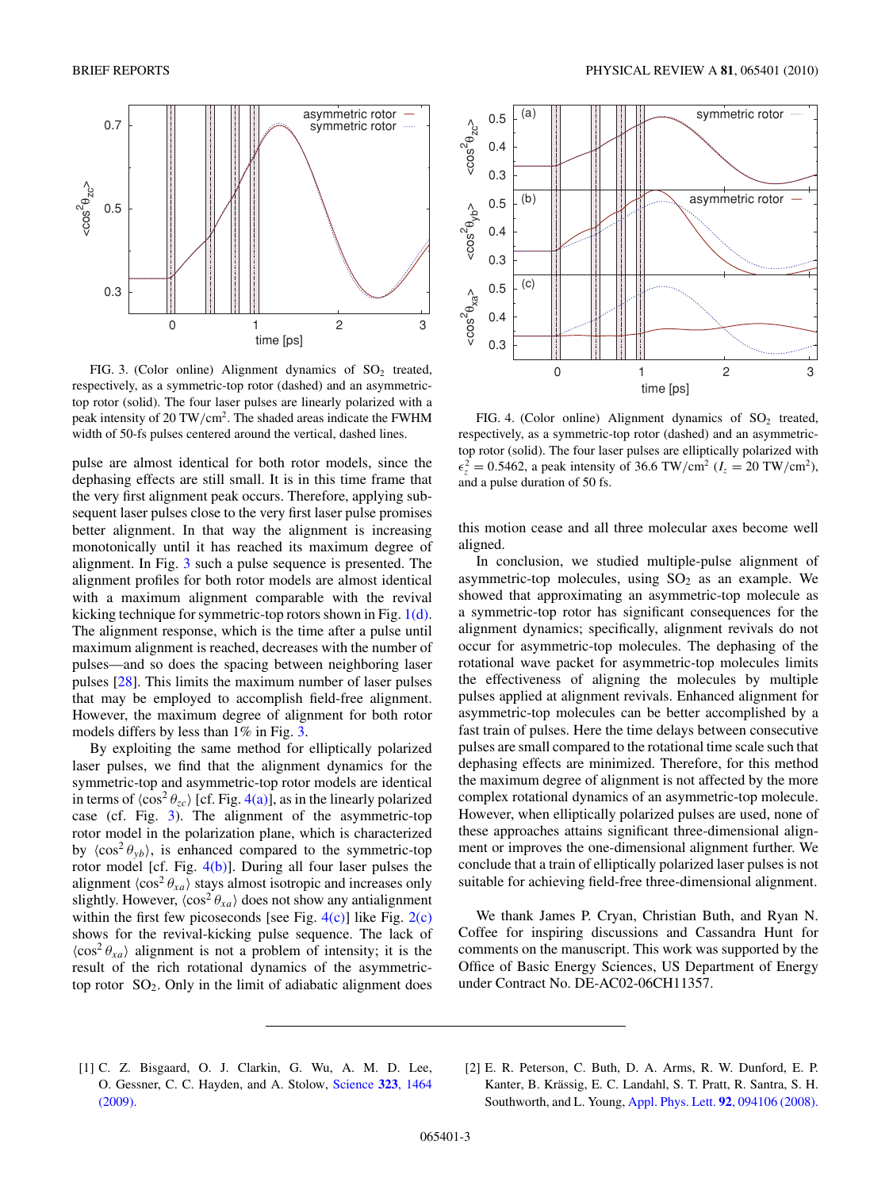FIG. 3. (Color online) Alignment dynamics of $SO_2$ treated, respectively, as a symmetric-top rotor (dashed) and an asymmetric-top rotor (solid). The four laser pulses are linearly polarized with a peak intensity of 20 TW/cm$^2$. The shaded areas indicate the FWHM width of 50-fs pulses centered around the vertical, dashed lines.

FIG. 4. (Color online) Alignment dynamics of $SO_2$ treated, respectively, as a symmetric-top rotor (dashed) and an asymmetric-top rotor (solid). The four laser pulses are elliptically polarized with $\epsilon_z^2 = 0.5462$, a peak intensity of 36.6 TW/cm$^2$ ($I_z = 20$ TW/cm$^2$), and a pulse duration of 50 fs.

pulse are almost identical for both rotor models, since the dephasing effects are still small. It is in this time frame that the very first alignment peak occurs. Therefore, applying subsequent laser pulses close to the very first laser pulse promises better alignment. In that way the alignment is increasing monotonically until it has reached its maximum degree of alignment. In Fig. 3 such a pulse sequence is presented. The alignment profiles for both rotor models are almost identical with a maximum alignment comparable with the revival kicking technique for symmetric-top rotors shown in Fig. 1(d). The alignment response, which is the time after a pulse until maximum alignment is reached, decreases with the number of pulses—and so does the spacing between neighboring laser pulses [28]. This limits the maximum number of laser pulses that may be employed to accomplish field-free alignment. However, the maximum degree of alignment for both rotor models differs by less than 1% in Fig. 3.

By exploiting the same method for elliptically polarized laser pulses, we find that the alignment dynamics for the symmetric-top and asymmetric-top rotor models are identical in terms of $\langle \cos^2 \theta_{zc} \rangle$ [cf. Fig. 4(a)], as in the linearly polarized case (cf. Fig. 3). The alignment of the asymmetric-top rotor model in the polarization plane, which is characterized by $\langle \cos^2 \theta_{yb} \rangle$, is enhanced compared to the symmetric-top rotor model [cf. Fig. 4(b)]. During all four laser pulses the alignment $\langle \cos^2 \theta_{xa} \rangle$ stays almost isotropic and increases only slightly. However, $\langle \cos^2 \theta_{xa} \rangle$ does not show any antialignment within the first few picoseconds [see Fig. 4(c)] like Fig. 2(c) shows for the revival-kicking pulse sequence. The lack of $\langle \cos^2 \theta_{xa} \rangle$ alignment is not a problem of intensity; it is the result of the rich rotational dynamics of the asymmetric-top rotor $SO_2$. Only in the limit of adiabatic alignment does this motion cease and all three molecular axes become well aligned.

In conclusion, we studied multiple-pulse alignment of asymmetric-top molecules, using $SO_2$ as an example. We showed that approximating an asymmetric-top molecule as a symmetric-top rotor has significant consequences for the alignment dynamics; specifically, alignment revivals do not occur for asymmetric-top molecules. The dephasing of the rotational wave packet for asymmetric-top molecules limits the effectiveness of aligning the molecules by multiple pulses applied at alignment revivals. Enhanced alignment for asymmetric-top molecules can be better accomplished by a fast train of pulses. Here the time delays between consecutive pulses are small compared to the rotational time scale such that dephasing effects are minimized. Therefore, for this method the maximum degree of alignment is not affected by the more complex rotational dynamics of an asymmetric-top molecule. However, when elliptically polarized pulses are used, none of these approaches attains significant three-dimensional alignment or improves the one-dimensional alignment further. We conclude that a train of elliptically polarized laser pulses is not suitable for achieving field-free three-dimensional alignment.

We thank James P. Cryan, Christian Buth, and Ryan N. Coffee for inspiring discussions and Cassandra Hunt for comments on the manuscript. This work was supported by the Office of Basic Energy Sciences, US Department of Energy under Contract No. DE-AC02-06CH11357.

---

[1] C. Z. Bisgaard, O. J. Clarkin, G. Wu, A. M. D. Lee, O. Gessner, C. C. Hayden, and A. Stolow, Science **323**, 1464 (2009).

[2] E. R. Peterson, C. Buth, D. A. Arms, R. W. Dunford, E. P. Kanter, B. Krässig, E. C. Landahl, S. T. Pratt, R. Santra, S. H. Southworth, and L. Young, Appl. Phys. Lett. **92**, 094106 (2008).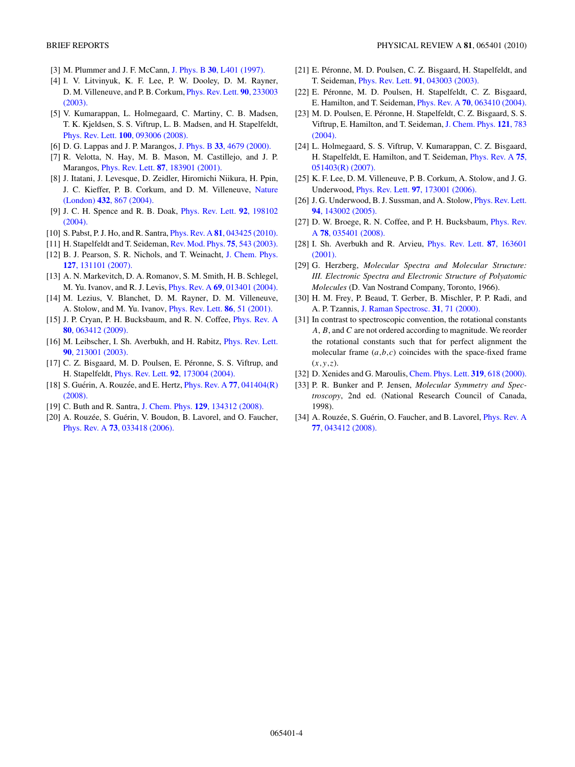[3] M. Plummer and J. F. McCann, J. Phys. B **30**, L401 (1997).

[4] I. V. Litvinyuk, K. F. Lee, P. W. Dooley, D. M. Rayner, D. M. Villeneuve, and P. B. Corkum, Phys. Rev. Lett. **90**, 233003 (2003).

[5] V. Kumarappan, L. Holmegaard, C. Martiny, C. B. Madsen, T. K. Kjeldsen, S. S. Viftrup, L. B. Madsen, and H. Stapelfeldt, Phys. Rev. Lett. **100**, 093006 (2008).

[6] D. G. Lappas and J. P. Marangos, J. Phys. B **33**, 4679 (2000).

[7] R. Velotta, N. Hay, M. B. Mason, M. Castillejo, and J. P. Marangos, Phys. Rev. Lett. **87**, 183901 (2001).

[8] J. Itatani, J. Levesque, D. Zeidler, Hiromichi Niikura, H. Ppin, J. C. Kieffer, P. B. Corkum, and D. M. Villeneuve, Nature (London) **432**, 867 (2004).

[9] J. C. H. Spence and R. B. Doak, Phys. Rev. Lett. **92**, 198102 (2004).

[10] S. Pabst, P. J. Ho, and R. Santra, Phys. Rev. A **81**, 043425 (2010).

[11] H. Stapelfeldt and T. Seideman, Rev. Mod. Phys. **75**, 543 (2003).

[12] B. J. Pearson, S. R. Nichols, and T. Weinacht, J. Chem. Phys. **127**, 131101 (2007).

[13] A. N. Markevitch, D. A. Romanov, S. M. Smith, H. B. Schlegel, M. Yu. Ivanov, and R. J. Levis, Phys. Rev. A **69**, 013401 (2004).

[14] M. Lezius, V. Blanchet, D. M. Rayner, D. M. Villeneuve, A. Stolow, and M. Yu. Ivanov, Phys. Rev. Lett. **86**, 51 (2001).

[15] J. P. Cryan, P. H. Bucksbaum, and R. N. Coffee, Phys. Rev. A **80**, 063412 (2009).

[16] M. Leibscher, I. Sh. Averbukh, and H. Rabitz, Phys. Rev. Lett. **90**, 213001 (2003).

[17] C. Z. Bisgaard, M. D. Poulsen, E. Péronne, S. S. Viftrup, and H. Stapelfeldt, Phys. Rev. Lett. **92**, 173004 (2004).

[18] S. Guérin, A. Rouzée, and E. Hertz, Phys. Rev. A **77**, 041404(R) (2008).

[19] C. Buth and R. Santra, J. Chem. Phys. **129**, 134312 (2008).

[20] A. Rouzée, S. Guérin, V. Boudon, B. Lavorel, and O. Faucher, Phys. Rev. A **73**, 033418 (2006).

[21] E. Péronne, M. D. Poulsen, C. Z. Bisgaard, H. Stapelfeldt, and T. Seideman, Phys. Rev. Lett. **91**, 043003 (2003).

[22] E. Péronne, M. D. Poulsen, H. Stapelfeldt, C. Z. Bisgaard, E. Hamilton, and T. Seideman, Phys. Rev. A **70**, 063410 (2004).

[23] M. D. Poulsen, E. Péronne, H. Stapelfeldt, C. Z. Bisgaard, S. S. Viftrup, E. Hamilton, and T. Seideman, J. Chem. Phys. **121**, 783 (2004).

[24] L. Holmegaard, S. S. Viftrup, V. Kumarappan, C. Z. Bisgaard, H. Stapelfeldt, E. Hamilton, and T. Seideman, Phys. Rev. A **75**, 051403(R) (2007).

[25] K. F. Lee, D. M. Villeneuve, P. B. Corkum, A. Stolow, and J. G. Underwood, Phys. Rev. Lett. **97**, 173001 (2006).

[26] J. G. Underwood, B. J. Sussman, and A. Stolow, Phys. Rev. Lett. **94**, 143002 (2005).

[27] D. W. Broege, R. N. Coffee, and P. H. Bucksbaum, Phys. Rev. A **78**, 035401 (2008).

[28] I. Sh. Averbukh and R. Arvieu, Phys. Rev. Lett. **87**, 163601 (2001).

[29] G. Herzberg, *Molecular Spectra and Molecular Structure: III. Electronic Spectra and Electronic Structure of Polyatomic Molecules* (D. Van Nostrand Company, Toronto, 1966).

[30] H. M. Frey, P. Beaud, T. Gerber, B. Mischler, P. P. Radi, and A. P. Tzannis, J. Raman Spectrosc. **31**, 71 (2000).

[31] In contrast to spectroscopic convention, the rotational constants $A$, $B$, and $C$ are not ordered according to magnitude. We reorder the rotational constants such that for perfect alignment the molecular frame $(a,b,c)$ coincides with the space-fixed frame $(x,y,z)$.

[32] D. Xenides and G. Maroulis, Chem. Phys. Lett. **319**, 618 (2000).

[33] P. R. Bunker and P. Jensen, *Molecular Symmetry and Spectroscopy*, 2nd ed. (National Research Council of Canada, 1998).

[34] A. Rouzée, S. Guérin, O. Faucher, and B. Lavorel, Phys. Rev. A **77**, 043412 (2008).